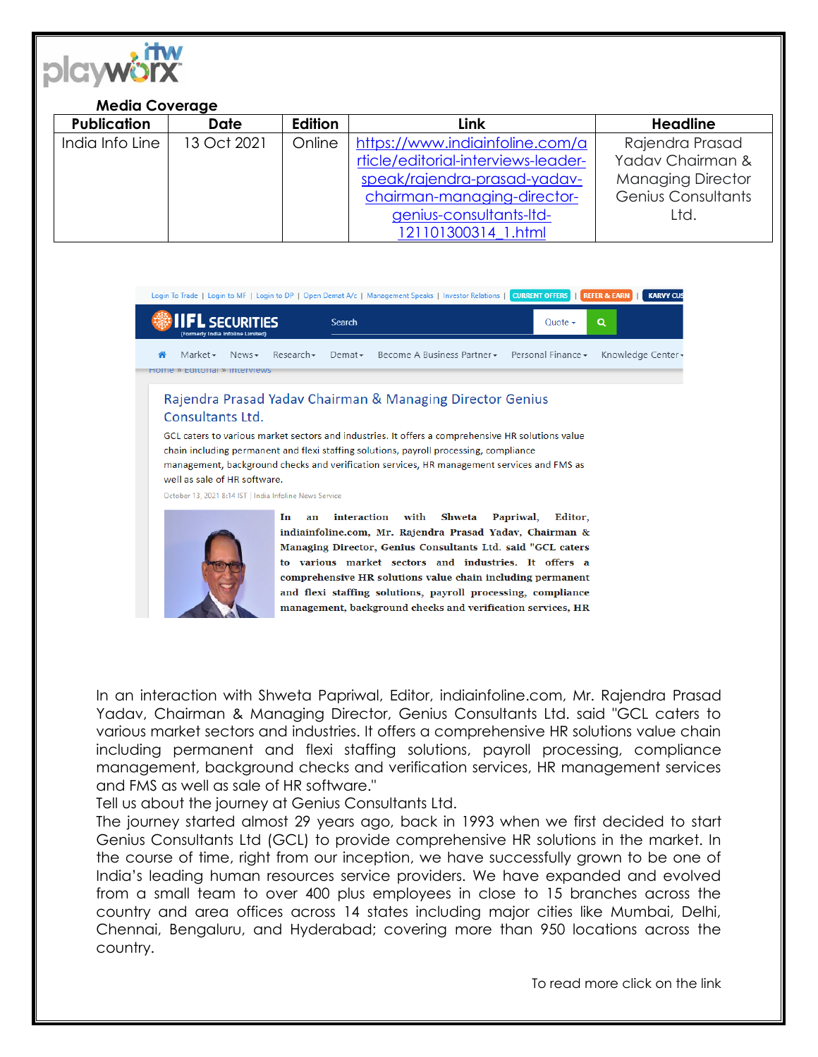**Media Coverage**

| Publication | Date | Edition | Link | Headline |
|---|---|---|---|---|
| India Info Line | 13 Oct 2021 | Online | https://www.indiainfoline.com/article/editorial-interviews-leader-speak/rajendra-prasad-yadav-chairman-managing-director-genius-consultants-ltd-121101300314_1.html | Rajendra Prasad Yadav Chairman & Managing Director Genius Consultants Ltd. |

Login To Trade | Login to MF | Login to DP | Open Demat A/c | Management Speaks | Investor Relations | CURRENT OFFERS | REFER & EARN | KARVY CUS

IIFL SECURITIES (Formerly India Infoline Limited)

Search | Quote

Market | News | Research | Demat | Become A Business Partner | Personal Finance | Knowledge Center

Home » Editorial » Interviews

## Rajendra Prasad Yadav Chairman & Managing Director Genius Consultants Ltd.

GCL caters to various market sectors and industries. It offers a comprehensive HR solutions value chain including permanent and flexi staffing solutions, payroll processing, compliance management, background checks and verification services, HR management services and FMS as well as sale of HR software.

October 13, 2021 8:14 IST | India Infoline News Service

**In an interaction with Shweta Papriwal, Editor, indiainfoline.com, Mr. Rajendra Prasad Yadav, Chairman & Managing Director, Genius Consultants Ltd. said "GCL caters to various market sectors and industries. It offers a comprehensive HR solutions value chain including permanent and flexi staffing solutions, payroll processing, compliance management, background checks and verification services, HR**

In an interaction with Shweta Papriwal, Editor, indiainfoline.com, Mr. Rajendra Prasad Yadav, Chairman & Managing Director, Genius Consultants Ltd. said "GCL caters to various market sectors and industries. It offers a comprehensive HR solutions value chain including permanent and flexi staffing solutions, payroll processing, compliance management, background checks and verification services, HR management services and FMS as well as sale of HR software."

Tell us about the journey at Genius Consultants Ltd.

The journey started almost 29 years ago, back in 1993 when we first decided to start Genius Consultants Ltd (GCL) to provide comprehensive HR solutions in the market. In the course of time, right from our inception, we have successfully grown to be one of India's leading human resources service providers. We have expanded and evolved from a small team to over 400 plus employees in close to 15 branches across the country and area offices across 14 states including major cities like Mumbai, Delhi, Chennai, Bengaluru, and Hyderabad; covering more than 950 locations across the country.

To read more click on the link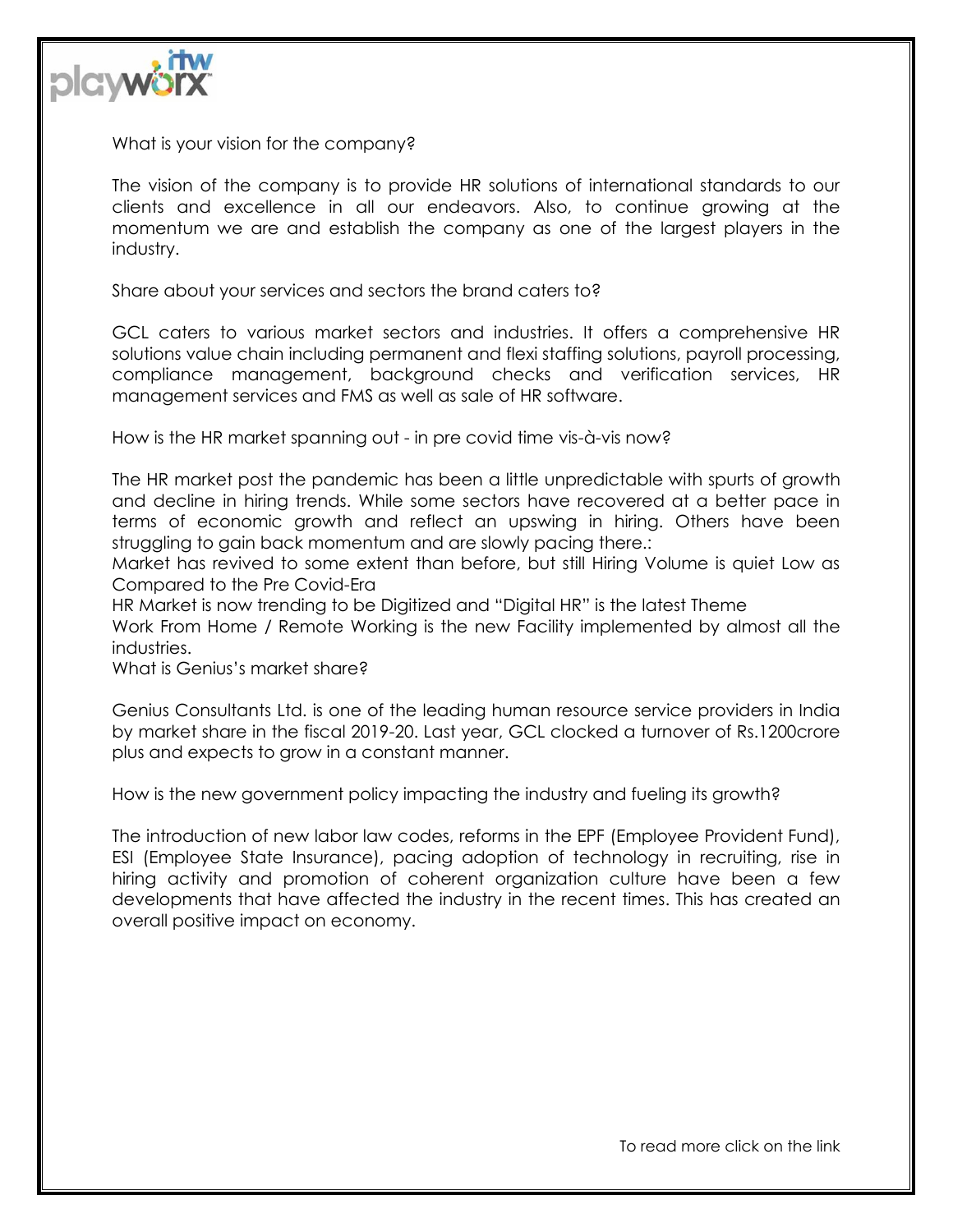What is your vision for the company?

The vision of the company is to provide HR solutions of international standards to our clients and excellence in all our endeavors. Also, to continue growing at the momentum we are and establish the company as one of the largest players in the industry.

Share about your services and sectors the brand caters to?

GCL caters to various market sectors and industries. It offers a comprehensive HR solutions value chain including permanent and flexi staffing solutions, payroll processing, compliance management, background checks and verification services, HR management services and FMS as well as sale of HR software.

How is the HR market spanning out - in pre covid time vis-à-vis now?

The HR market post the pandemic has been a little unpredictable with spurts of growth and decline in hiring trends. While some sectors have recovered at a better pace in terms of economic growth and reflect an upswing in hiring. Others have been struggling to gain back momentum and are slowly pacing there.:

Market has revived to some extent than before, but still Hiring Volume is quiet Low as Compared to the Pre Covid-Era

HR Market is now trending to be Digitized and "Digital HR" is the latest Theme

Work From Home / Remote Working is the new Facility implemented by almost all the industries.

What is Genius's market share?

Genius Consultants Ltd. is one of the leading human resource service providers in India by market share in the fiscal 2019-20. Last year, GCL clocked a turnover of Rs.1200crore plus and expects to grow in a constant manner.

How is the new government policy impacting the industry and fueling its growth?

The introduction of new labor law codes, reforms in the EPF (Employee Provident Fund), ESI (Employee State Insurance), pacing adoption of technology in recruiting, rise in hiring activity and promotion of coherent organization culture have been a few developments that have affected the industry in the recent times. This has created an overall positive impact on economy.

To read more click on the link